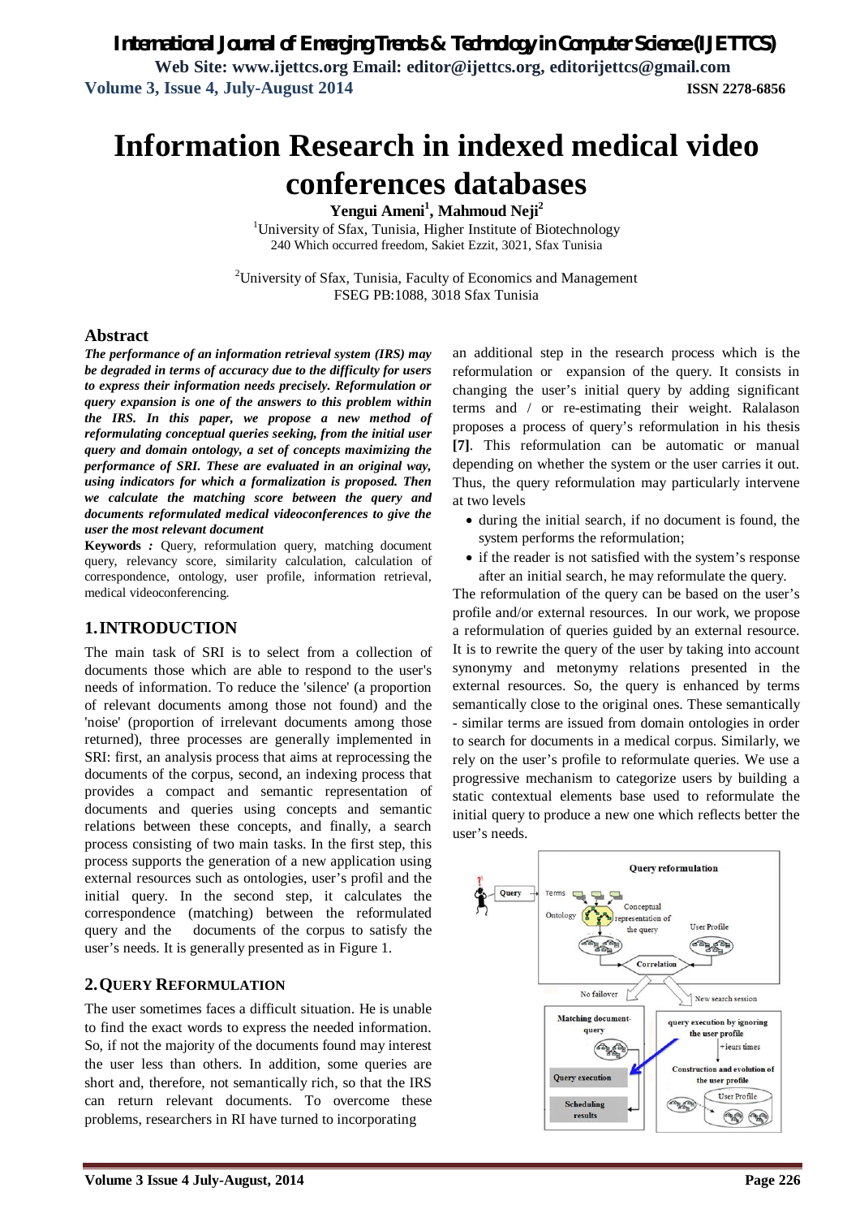# Information Research in indexed medical video conferences databases

**Yengui Ameni[1], Mahmoud Neji[2]**

[1]University of Sfax, Tunisia, Higher Institute of Biotechnology
240 Which occurred freedom, Sakiet Ezzit, 3021, Sfax Tunisia

[2]University of Sfax, Tunisia, Faculty of Economics and Management
FSEG PB:1088, 3018 Sfax Tunisia

## Abstract

***The performance of an information retrieval system (IRS) may be degraded in terms of accuracy due to the difficulty for users to express their information needs precisely. Reformulation or query expansion is one of the answers to this problem within the IRS. In this paper, we propose a new method of reformulating conceptual queries seeking, from the initial user query and domain ontology, a set of concepts maximizing the performance of SRI. These are evaluated in an original way, using indicators for which a formalization is proposed. Then we calculate the matching score between the query and documents reformulated medical videoconferences to give the user the most relevant document***

**Keywords** *:* Query, reformulation query, matching document query, relevancy score, similarity calculation, calculation of correspondence, ontology, user profile, information retrieval, medical videoconferencing.

## 1. INTRODUCTION

The main task of SRI is to select from a collection of documents those which are able to respond to the user's needs of information. To reduce the 'silence' (a proportion of relevant documents among those not found) and the 'noise' (proportion of irrelevant documents among those returned), three processes are generally implemented in SRI: first, an analysis process that aims at reprocessing the documents of the corpus, second, an indexing process that provides a compact and semantic representation of documents and queries using concepts and semantic relations between these concepts, and finally, a search process consisting of two main tasks. In the first step, this process supports the generation of a new application using external resources such as ontologies, user's profil and the initial query. In the second step, it calculates the correspondence (matching) between the reformulated query and the documents of the corpus to satisfy the user's needs. It is generally presented as in Figure 1.

## 2. QUERY REFORMULATION

The user sometimes faces a difficult situation. He is unable to find the exact words to express the needed information. So, if not the majority of the documents found may interest the user less than others. In addition, some queries are short and, therefore, not semantically rich, so that the IRS can return relevant documents. To overcome these problems, researchers in RI have turned to incorporating an additional step in the research process which is the reformulation or expansion of the query. It consists in changing the user's initial query by adding significant terms and / or re-estimating their weight. Ralalason proposes a process of query's reformulation in his thesis **[7]**. This reformulation can be automatic or manual depending on whether the system or the user carries it out. Thus, the query reformulation may particularly intervene at two levels

- during the initial search, if no document is found, the system performs the reformulation;
- if the reader is not satisfied with the system's response after an initial search, he may reformulate the query.

The reformulation of the query can be based on the user's profile and/or external resources. In our work, we propose a reformulation of queries guided by an external resource. It is to rewrite the query of the user by taking into account synonymy and metonymy relations presented in the external resources. So, the query is enhanced by terms semantically close to the original ones. These semantically - similar terms are issued from domain ontologies in order to search for documents in a medical corpus. Similarly, we rely on the user's profile to reformulate queries. We use a progressive mechanism to categorize users by building a static contextual elements base used to reformulate the initial query to produce a new one which reflects better the user's needs.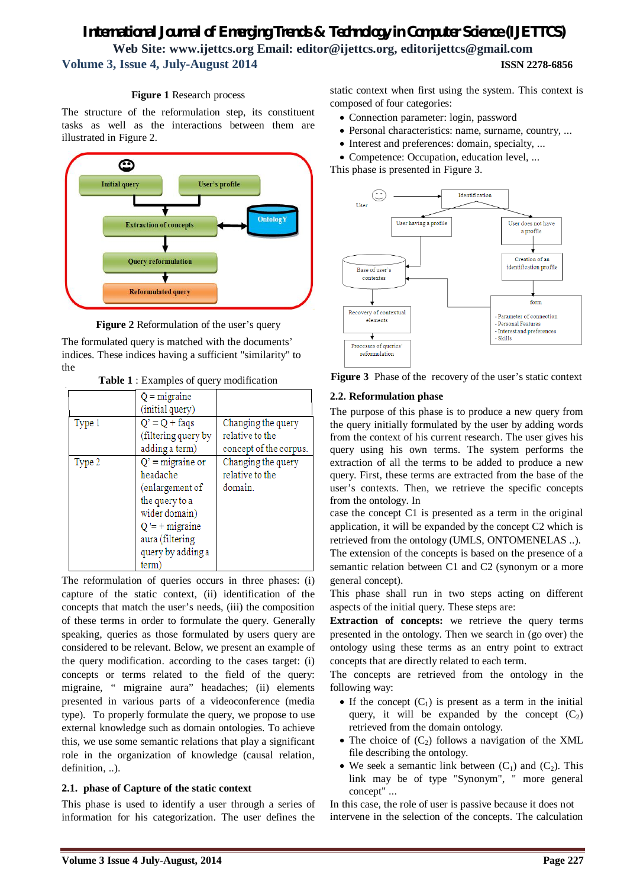**Figure 1** Research process

The structure of the reformulation step, its constituent tasks as well as the interactions between them are illustrated in Figure 2.

**Figure 2** Reformulation of the user's query

The formulated query is matched with the documents' indices. These indices having a sufficient "similarity" to the

**Table 1** : Examples of query modification

| | Q = migraine (initial query) | |
|---|---|---|
| Type 1 | Q' = Q + faqs (filtering query by adding a term) | Changing the query relative to the concept of the corpus. |
| Type 2 | Q' = migraine or headache (enlargement of the query to a wider domain) Q '= + migraine aura (filtering query by adding a term) | Changing the query relative to the domain. |

The reformulation of queries occurs in three phases: (i) capture of the static context, (ii) identification of the concepts that match the user's needs, (iii) the composition of these terms in order to formulate the query. Generally speaking, queries as those formulated by users query are considered to be relevant. Below, we present an example of the query modification. according to the cases target: (i) concepts or terms related to the field of the query: migraine, " migraine aura" headaches; (ii) elements presented in various parts of a videoconference (media type). To properly formulate the query, we propose to use external knowledge such as domain ontologies. To achieve this, we use some semantic relations that play a significant role in the organization of knowledge (causal relation, definition, ..).

## 2.1. phase of Capture of the static context

This phase is used to identify a user through a series of information for his categorization. The user defines the static context when first using the system. This context is composed of four categories:

- Connection parameter: login, password
- Personal characteristics: name, surname, country, ...
- Interest and preferences: domain, specialty, ...
- Competence: Occupation, education level, ...

This phase is presented in Figure 3.

**Figure 3** Phase of the recovery of the user's static context

## 2.2. Reformulation phase

The purpose of this phase is to produce a new query from the query initially formulated by the user by adding words from the context of his current research. The user gives his query using his own terms. The system performs the extraction of all the terms to be added to produce a new query. First, these terms are extracted from the base of the user's contexts. Then, we retrieve the specific concepts from the ontology. In case the concept C1 is presented as a term in the original application, it will be expanded by the concept C2 which is retrieved from the ontology (UMLS, ONTOMENELAS ..). The extension of the concepts is based on the presence of a semantic relation between C1 and C2 (synonym or a more general concept).

This phase shall run in two steps acting on different aspects of the initial query. These steps are:

**Extraction of concepts:** we retrieve the query terms presented in the ontology. Then we search in (go over) the ontology using these terms as an entry point to extract concepts that are directly related to each term.

The concepts are retrieved from the ontology in the following way:

- If the concept ($C_1$) is present as a term in the initial query, it will be expanded by the concept ($C_2$) retrieved from the domain ontology.
- The choice of ($C_2$) follows a navigation of the XML file describing the ontology.
- We seek a semantic link between ($C_1$) and ($C_2$). This link may be of type "Synonym", " more general concept" ...

In this case, the role of user is passive because it does not intervene in the selection of the concepts. The calculation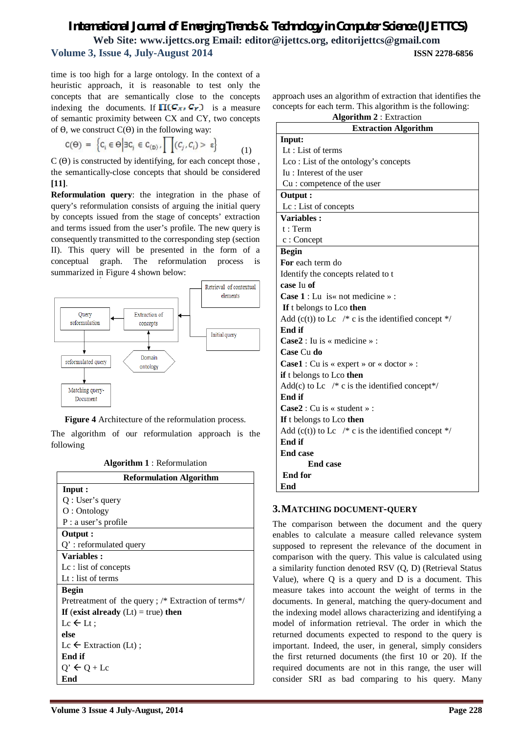time is too high for a large ontology. In the context of a heuristic approach, it is reasonable to test only the concepts that are semantically close to the concepts indexing the documents. If $\prod(C_X, C_Y)$ is a measure of semantic proximity between CX and CY, two concepts of Θ, we construct C(Θ) in the following way:

$$C(\Theta) = \left\{ C_i \in \Theta \middle| \exists C_j \in C_{(D)}, \prod(C_j, C_i) > \varepsilon \right\} \quad (1)$$

C (Θ) is constructed by identifying, for each concept those , the semantically-close concepts that should be considered **[11]**.

**Reformulation query**: the integration in the phase of query's reformulation consists of arguing the initial query by concepts issued from the stage of concepts' extraction and terms issued from the user's profile. The new query is consequently transmitted to the corresponding step (section II). This query will be presented in the form of a conceptual graph. The reformulation process is summarized in Figure 4 shown below:

**Figure 4** Architecture of the reformulation process.

The algorithm of our reformulation approach is the following

**Algorithm 1** : Reformulation

| **Reformulation Algorithm** |
|---|
| **Input :**<br>Q : User's query<br>O : Ontology<br>P : a user's profile |
| **Output :**<br>Q' : reformulated query |
| **Variables :**<br>Lc : list of concepts<br>Lt : list of terms |
| **Begin**<br>Pretreatment of the query ; /* Extraction of terms*/<br>**If** (**exist already** (Lt) = true) **then**<br>Lc ← Lt ;<br>**else**<br>Lc ← Extraction (Lt) ;<br>**End if**<br>Q' ← Q + Lc<br>**End** |

approach uses an algorithm of extraction that identifies the concepts for each term. This algorithm is the following:

**Algorithm 2** : Extraction

| **Extraction Algorithm** |
|---|
| **Input:**<br>Lt : List of terms<br>Lco : List of the ontology's concepts<br>Iu : Interest of the user<br>Cu : competence of the user |
| **Output :**<br>Lc : List of concepts |
| **Variables :**<br>t : Term<br>c : Concept |
| **Begin**<br>**For** each term do<br>Identify the concepts related to t<br>**case** Iu **of**<br>**Case 1** : Lu is« not medicine » :<br>**If** t belongs to Lco **then**<br>Add (c(t)) to Lc /* c is the identified concept */<br>**End if**<br>**Case2** : Iu is « medicine » :<br>**Case** Cu **do**<br>**Case1** : Cu is « expert » or « doctor » :<br>**if** t belongs to Lco **then**<br>Add(c) to Lc /* c is the identified concept*/<br>**End if**<br>**Case2** : Cu is « student » :<br>**If** t belongs to Lco **then**<br>Add (c(t)) to Lc /* c is the identified concept */<br>**End if**<br>**End case**<br>**End case**<br>**End for**<br>**End** |

## 3. MATCHING DOCUMENT-QUERY

The comparison between the document and the query enables to calculate a measure called relevance system supposed to represent the relevance of the document in comparison with the query. This value is calculated using a similarity function denoted RSV (Q, D) (Retrieval Status Value), where Q is a query and D is a document. This measure takes into account the weight of terms in the documents. In general, matching the query-document and the indexing model allows characterizing and identifying a model of information retrieval. The order in which the returned documents expected to respond to the query is important. Indeed, the user, in general, simply considers the first returned documents (the first 10 or 20). If the required documents are not in this range, the user will consider SRI as bad comparing to his query. Many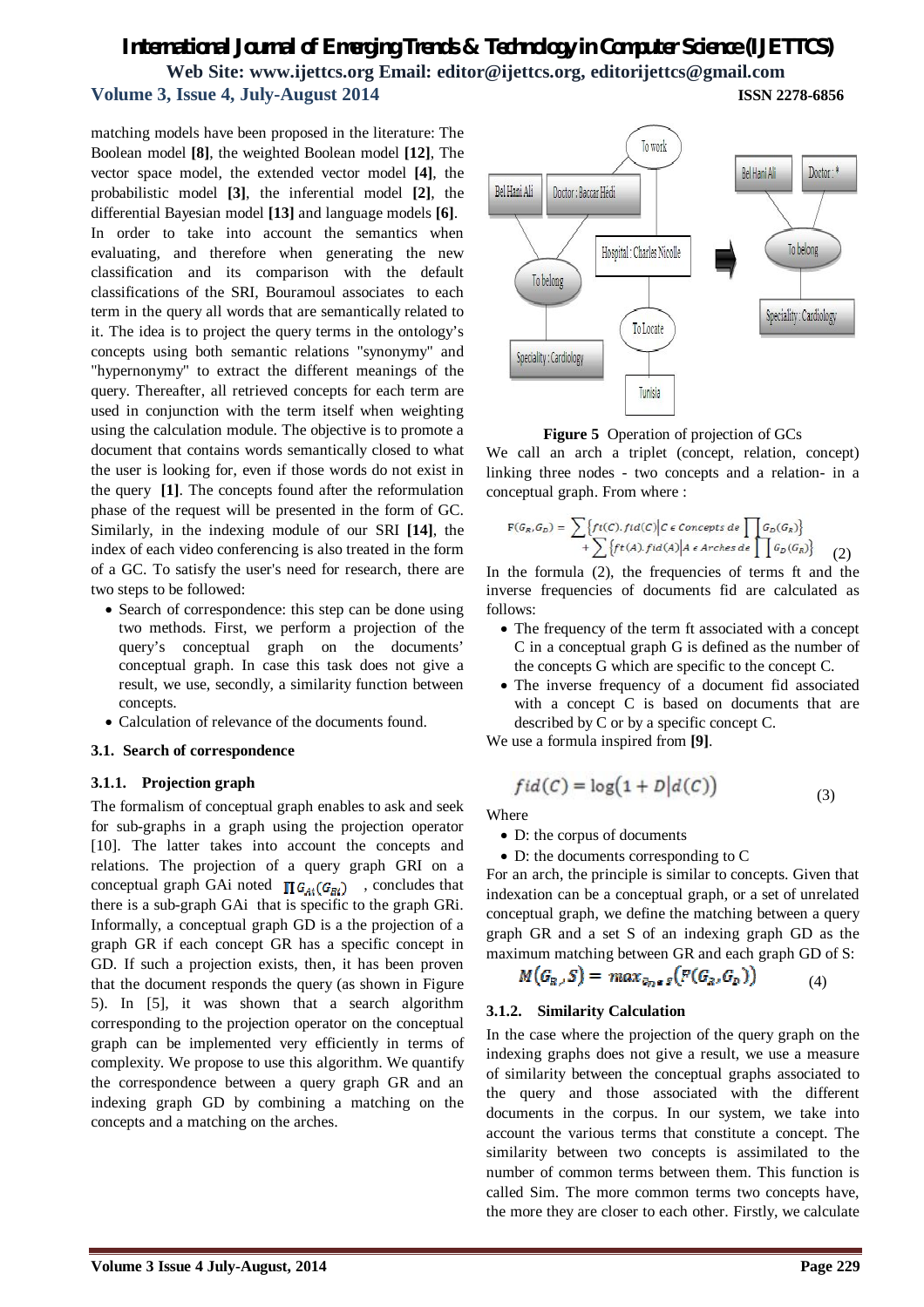matching models have been proposed in the literature: The Boolean model **[8]**, the weighted Boolean model **[12]**, The vector space model, the extended vector model **[4]**, the probabilistic model **[3]**, the inferential model **[2]**, the differential Bayesian model **[13]** and language models **[6]**.

In order to take into account the semantics when evaluating, and therefore when generating the new classification and its comparison with the default classifications of the SRI, Bouramoul associates to each term in the query all words that are semantically related to it. The idea is to project the query terms in the ontology's concepts using both semantic relations "synonymy" and "hypernonymy" to extract the different meanings of the query. Thereafter, all retrieved concepts for each term are used in conjunction with the term itself when weighting using the calculation module. The objective is to promote a document that contains words semantically closed to what the user is looking for, even if those words do not exist in the query **[1]**. The concepts found after the reformulation phase of the request will be presented in the form of GC. Similarly, in the indexing module of our SRI **[14]**, the index of each video conferencing is also treated in the form of a GC. To satisfy the user's need for research, there are two steps to be followed:

- Search of correspondence: this step can be done using two methods. First, we perform a projection of the query's conceptual graph on the documents' conceptual graph. In case this task does not give a result, we use, secondly, a similarity function between concepts.
- Calculation of relevance of the documents found.

### 3.1. Search of correspondence

#### 3.1.1. Projection graph

The formalism of conceptual graph enables to ask and seek for sub-graphs in a graph using the projection operator [10]. The latter takes into account the concepts and relations. The projection of a query graph GRI on a conceptual graph GAi noted $\prod G_{Ai}(G_{Ri})$ , concludes that there is a sub-graph GAi that is specific to the graph GRi. Informally, a conceptual graph GD is a the projection of a graph GR if each concept GR has a specific concept in GD. If such a projection exists, then, it has been proven that the document responds the query (as shown in Figure 5). In [5], it was shown that a search algorithm corresponding to the projection operator on the conceptual graph can be implemented very efficiently in terms of complexity. We propose to use this algorithm. We quantify the correspondence between a query graph GR and an indexing graph GD by combining a matching on the concepts and a matching on the arches.

**Figure 5** Operation of projection of GCs

We call an arch a triplet (concept, relation, concept) linking three nodes - two concepts and a relation- in a conceptual graph. From where :

$$F(G_R, G_D) = \sum \{ft(C).fid(C) | C \in Concepts\ de \prod G_D(G_R)\} + \sum \{ft(A).fid(A) | A \in Arches\ de \prod G_D(G_R)\} \quad (2)$$

In the formula (2), the frequencies of terms ft and the inverse frequencies of documents fid are calculated as follows:

- The frequency of the term ft associated with a concept C in a conceptual graph G is defined as the number of the concepts G which are specific to the concept C.
- The inverse frequency of a document fid associated with a concept C is based on documents that are described by C or by a specific concept C.

We use a formula inspired from **[9]**.

$$fid(C) = \log(1 + D|d(C)) \quad (3)$$

Where

- D: the corpus of documents
- D: the documents corresponding to C

For an arch, the principle is similar to concepts. Given that indexation can be a conceptual graph, or a set of unrelated conceptual graph, we define the matching between a query graph GR and a set S of an indexing graph GD as the maximum matching between GR and each graph GD of S:

$$M(G_R, S) = max_{G_D \in S}(F(G_R, G_D)) \quad (4)$$

#### 3.1.2. Similarity Calculation

In the case where the projection of the query graph on the indexing graphs does not give a result, we use a measure of similarity between the conceptual graphs associated to the query and those associated with the different documents in the corpus. In our system, we take into account the various terms that constitute a concept. The similarity between two concepts is assimilated to the number of common terms between them. This function is called Sim. The more common terms two concepts have, the more they are closer to each other. Firstly, we calculate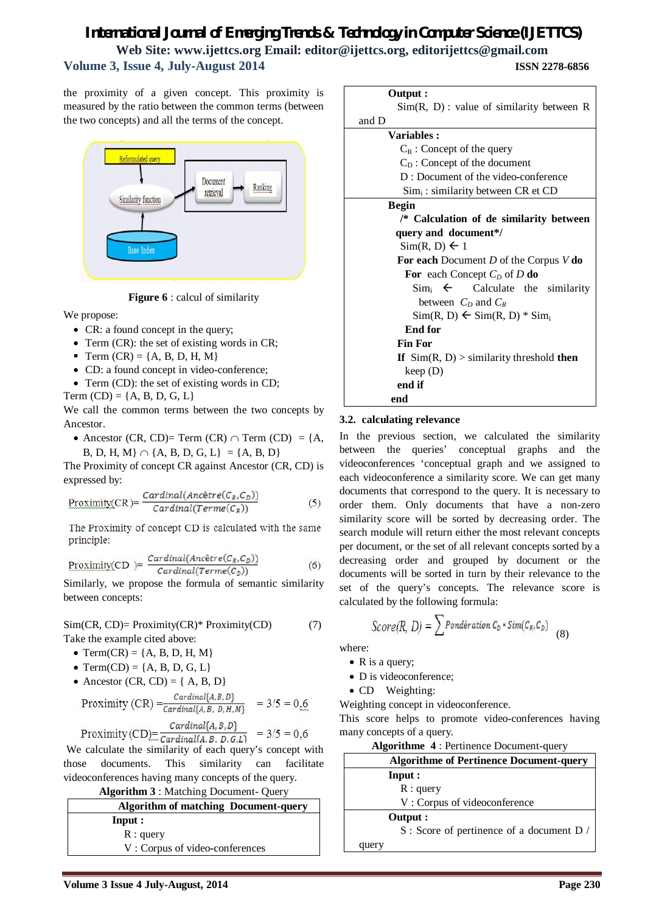the proximity of a given concept. This proximity is measured by the ratio between the common terms (between the two concepts) and all the terms of the concept.

**Figure 6** : calcul of similarity

We propose:

- CR: a found concept in the query;
- Term (CR): the set of existing words in CR;
- Term (CR) = {A, B, D, H, M}
- CD: a found concept in video-conference;
- Term (CD): the set of existing words in CD;

Term (CD) = {A, B, D, G, L}

We call the common terms between the two concepts by Ancestor.

- Ancestor (CR, CD)= Term (CR) ∩ Term (CD) = {A, B, D, H, M} ∩ {A, B, D, G, L} = {A, B, D}

The Proximity of concept CR against Ancestor (CR, CD) is expressed by:

$$\text{Proximity}(CR) = \frac{Cardinal(Ancêtre(C_R, C_D))}{Cardinal(Terme(C_R))} \quad (5)$$

The Proximity of concept CD is calculated with the same principle:

$$\text{Proximity}(CD) = \frac{Cardinal(Ancêtre(C_R, C_D))}{Cardinal(Terme(C_D))} \quad (6)$$

Similarly, we propose the formula of semantic similarity between concepts:

$$Sim(CR, CD) = Proximity(CR) * Proximity(CD) \quad (7)$$

Take the example cited above:

- Term(CR) = {A, B, D, H, M}
- Term(CD) = {A, B, D, G, L}
- Ancestor (CR, CD) = { A, B, D}

$$\text{Proximity (CR)} = \frac{Cardinal\{A, B, D\}}{Cardinal\{A, B, D, H, M\}} = 3/5 = 0{,}6$$

$$\text{Proximity (CD)} = \frac{Cardinal\{A, B, D\}}{Cardinal\{A. B. D. G. L\}} = 3/5 = 0{,}6$$

We calculate the similarity of each query's concept with those documents. This similarity can facilitate videoconferences having many concepts of the query.

**Algorithm 3** : Matching Document- Query

```
Algorithm of matching Document-query
  Input :
    R : query
    V : Corpus of video-conferences
  Output :
    Sim(R, D) : value of similarity between R and D
  Variables :
    C_R : Concept of the query
    C_D : Concept of the document
    D : Document of the video-conference
    Sim_i : similarity between CR et CD
  Begin
    /* Calculation of de similarity between query and document*/
    Sim(R, D) ← 1
    For each Document D of the Corpus V do
      For each Concept C_D of D do
        Sim_i ← Calculate the similarity between C_D and C_R
        Sim(R, D) ← Sim(R, D) * Sim_i
      End for
    Fin For
    If Sim(R, D) > similarity threshold then
      keep (D)
    end if
  end
```

### 3.2. calculating relevance

In the previous section, we calculated the similarity between the queries' conceptual graphs and the videoconferences 'conceptual graph and we assigned to each videoconference a similarity score. We can get many documents that correspond to the query. It is necessary to order them. Only documents that have a non-zero similarity score will be sorted by decreasing order. The search module will return either the most relevant concepts per document, or the set of all relevant concepts sorted by a decreasing order and grouped by document or the documents will be sorted in turn by their relevance to the set of the query's concepts. The relevance score is calculated by the following formula:

$$Score(R, D) = \sum Pondération\ C_D * Sim(C_R, C_D) \quad (8)$$

where:

- R is a query;
- D is videoconference;
- CD Weighting:

Weighting concept in videoconference.

This score helps to promote video-conferences having many concepts of a query.

**Algorithme 4** : Pertinence Document-query

```
Algorithme of Pertinence Document-query
  Input :
    R : query
    V : Corpus of videoconference
  Output :
    S : Score of pertinence of a document D / query
```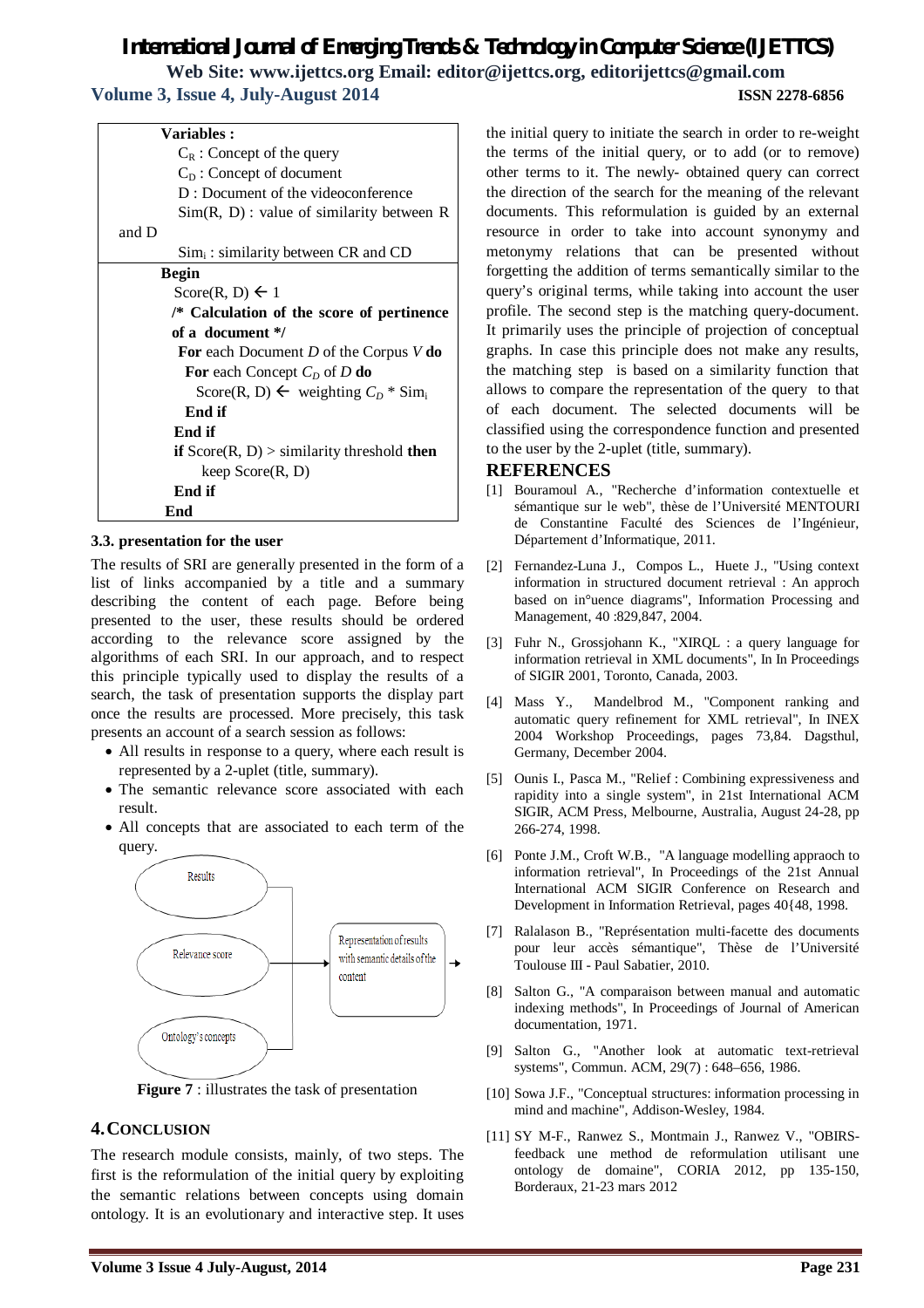```
Variables :
    C_R : Concept of the query
    C_D : Concept of document
    D : Document of the videoconference
    Sim(R, D) : value of similarity between R and D
    Sim_i : similarity between CR and CD
Begin
    Score(R, D) ← 1
    /* Calculation of the score of pertinence of a document */
    For each Document D of the Corpus V do
      For each Concept C_D of D do
        Score(R, D) ← weighting C_D * Sim_i
      End if
    End if
    if Score(R, D) > similarity threshold then
        keep Score(R, D)
    End if
End
```

### 3.3. presentation for the user

The results of SRI are generally presented in the form of a list of links accompanied by a title and a summary describing the content of each page. Before being presented to the user, these results should be ordered according to the relevance score assigned by the algorithms of each SRI. In our approach, and to respect this principle typically used to display the results of a search, the task of presentation supports the display part once the results are processed. More precisely, this task presents an account of a search session as follows:

- All results in response to a query, where each result is represented by a 2-uplet (title, summary).
- The semantic relevance score associated with each result.
- All concepts that are associated to each term of the query.

**Figure 7** : illustrates the task of presentation

## 4. Conclusion

The research module consists, mainly, of two steps. The first is the reformulation of the initial query by exploiting the semantic relations between concepts using domain ontology. It is an evolutionary and interactive step. It uses the initial query to initiate the search in order to re-weight the terms of the initial query, or to add (or to remove) other terms to it. The newly- obtained query can correct the direction of the search for the meaning of the relevant documents. This reformulation is guided by an external resource in order to take into account synonymy and metonymy relations that can be presented without forgetting the addition of terms semantically similar to the query's original terms, while taking into account the user profile. The second step is the matching query-document. It primarily uses the principle of projection of conceptual graphs. In case this principle does not make any results, the matching step is based on a similarity function that allows to compare the representation of the query to that of each document. The selected documents will be classified using the correspondence function and presented to the user by the 2-uplet (title, summary).

## REFERENCES

[1] Bouramoul A., "Recherche d'information contextuelle et sémantique sur le web", thèse de l'Université MENTOURI de Constantine Faculté des Sciences de l'Ingénieur, Département d'Informatique, 2011.

[2] Fernandez-Luna J., Compos L., Huete J., "Using context information in structured document retrieval : An approch based on in°uence diagrams", Information Processing and Management, 40 :829,847, 2004.

[3] Fuhr N., Grossjohann K., "XIRQL : a query language for information retrieval in XML documents", In In Proceedings of SIGIR 2001, Toronto, Canada, 2003.

[4] Mass Y., Mandelbrod M., "Component ranking and automatic query refinement for XML retrieval", In INEX 2004 Workshop Proceedings, pages 73,84. Dagsthul, Germany, December 2004.

[5] Ounis I., Pasca M., "Relief : Combining expressiveness and rapidity into a single system", in 21st International ACM SIGIR, ACM Press, Melbourne, Australia, August 24-28, pp 266-274, 1998.

[6] Ponte J.M., Croft W.B., "A language modelling appraoch to information retrieval", In Proceedings of the 21st Annual International ACM SIGIR Conference on Research and Development in Information Retrieval, pages 40{48, 1998.

[7] Ralalason B., "Représentation multi-facette des documents pour leur accès sémantique", Thèse de l'Université Toulouse III - Paul Sabatier, 2010.

[8] Salton G., "A comparaison between manual and automatic indexing methods", In Proceedings of Journal of American documentation, 1971.

[9] Salton G., "Another look at automatic text-retrieval systems", Commun. ACM, 29(7) : 648–656, 1986.

[10] Sowa J.F., "Conceptual structures: information processing in mind and machine", Addison-Wesley, 1984.

[11] SY M-F., Ranwez S., Montmain J., Ranwez V., "OBIRS-feedback une method de reformulation utilisant une ontology de domaine", CORIA 2012, pp 135-150, Borderaux, 21-23 mars 2012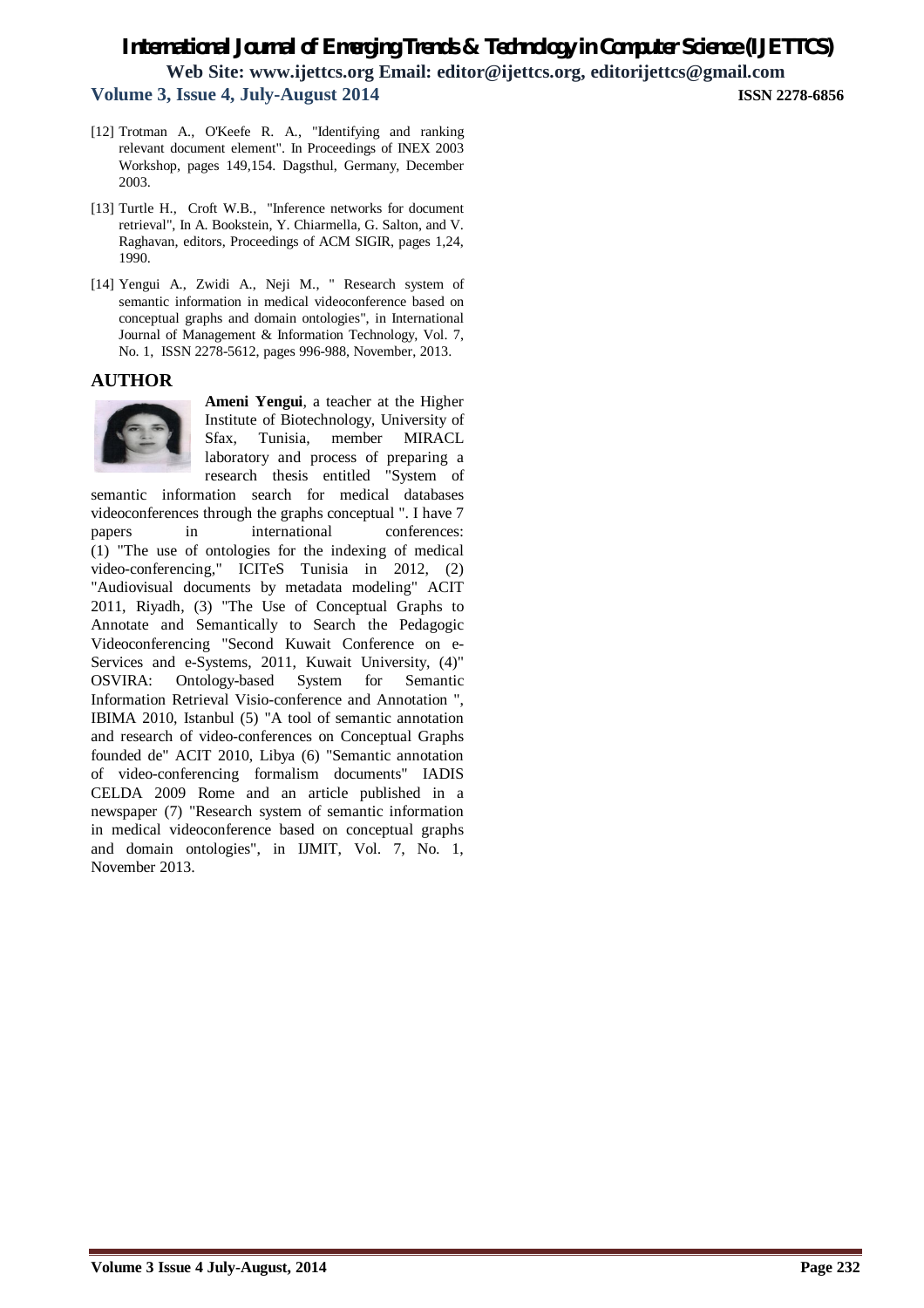[12] Trotman A., O'Keefe R. A., "Identifying and ranking relevant document element". In Proceedings of INEX 2003 Workshop, pages 149,154. Dagsthul, Germany, December 2003.

[13] Turtle H., Croft W.B., "Inference networks for document retrieval", In A. Bookstein, Y. Chiarmella, G. Salton, and V. Raghavan, editors, Proceedings of ACM SIGIR, pages 1,24, 1990.

[14] Yengui A., Zwidi A., Neji M., " Research system of semantic information in medical videoconference based on conceptual graphs and domain ontologies", in International Journal of Management & Information Technology, Vol. 7, No. 1, ISSN 2278-5612, pages 996-988, November, 2013.

## AUTHOR

**Ameni Yengui**, a teacher at the Higher Institute of Biotechnology, University of Sfax, Tunisia, member MIRACL laboratory and process of preparing a research thesis entitled "System of semantic information search for medical databases videoconferences through the graphs conceptual ". I have 7 papers in international conferences: (1) "The use of ontologies for the indexing of medical video-conferencing," ICITeS Tunisia in 2012, (2) "Audiovisual documents by metadata modeling" ACIT 2011, Riyadh, (3) "The Use of Conceptual Graphs to Annotate and Semantically to Search the Pedagogic Videoconferencing "Second Kuwait Conference on e-Services and e-Systems, 2011, Kuwait University, (4)" OSVIRA: Ontology-based System for Semantic Information Retrieval Visio-conference and Annotation ", IBIMA 2010, Istanbul (5) "A tool of semantic annotation and research of video-conferences on Conceptual Graphs founded de" ACIT 2010, Libya (6) "Semantic annotation of video-conferencing formalism documents" IADIS CELDA 2009 Rome and an article published in a newspaper (7) "Research system of semantic information in medical videoconference based on conceptual graphs and domain ontologies", in IJMIT, Vol. 7, No. 1, November 2013.